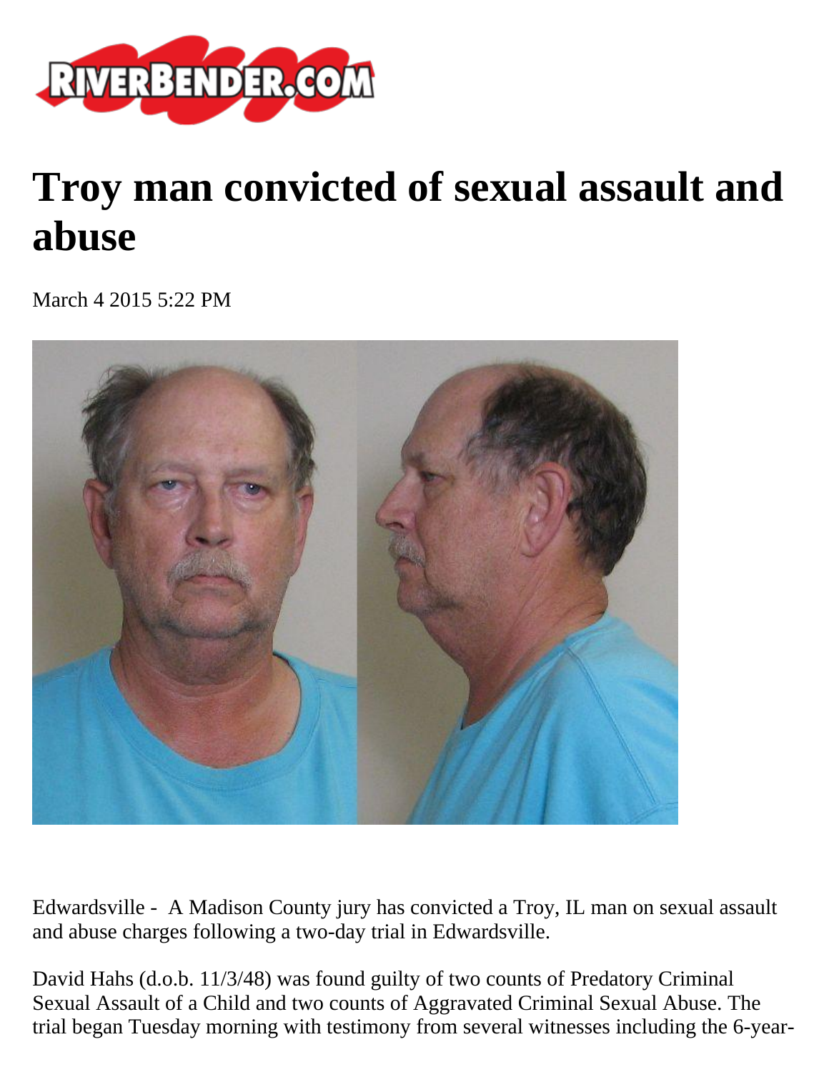RIVERBENDER.COM

# Troy man convicted of sexual assault and abuse

March 4 2015 5:22 PM

Edwardsville - A Madison County jury has convicted a Troy, IL man on sexual assault and abuse charges following a two-day trial in Edwardsville.

David Hahs (d.o.b. 11/3/48) was found guilty of two counts of Predatory Criminal Sexual Assault of a Child and two counts of Aggravated Criminal Sexual Abuse. The trial began Tuesday morning with testimony from several witnesses including the 6-year-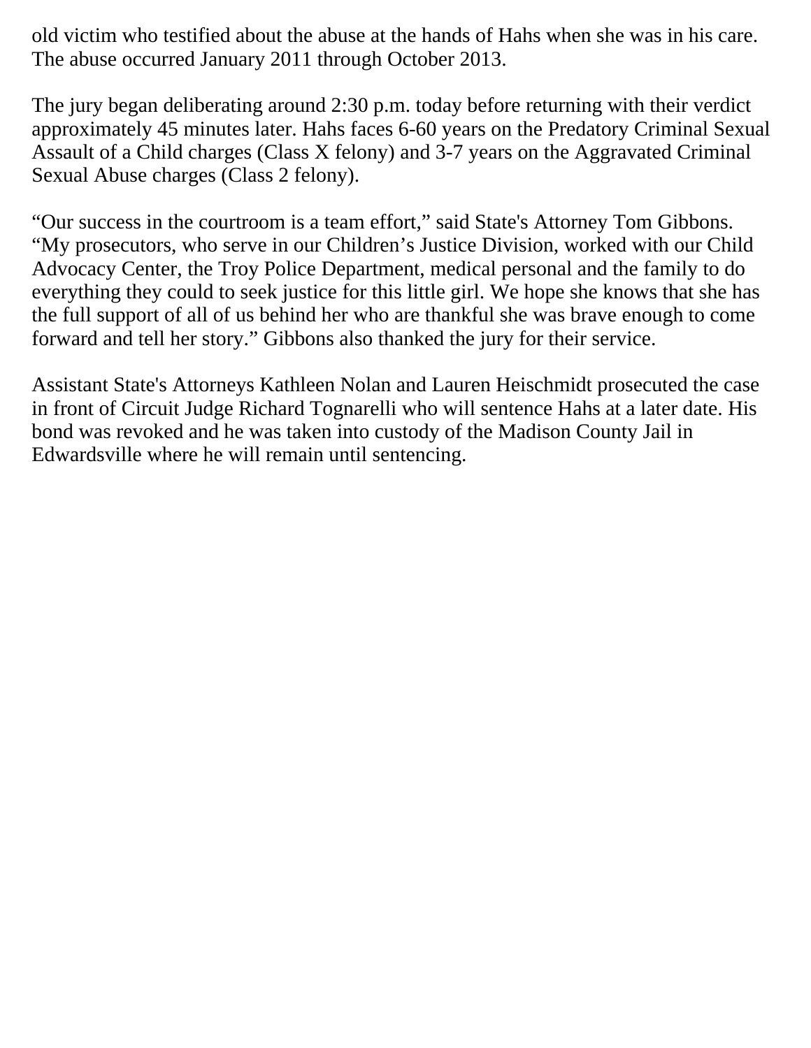old victim who testified about the abuse at the hands of Hahs when she was in his care. The abuse occurred January 2011 through October 2013.

The jury began deliberating around 2:30 p.m. today before returning with their verdict approximately 45 minutes later. Hahs faces 6-60 years on the Predatory Criminal Sexual Assault of a Child charges (Class X felony) and 3-7 years on the Aggravated Criminal Sexual Abuse charges (Class 2 felony).

“Our success in the courtroom is a team effort,” said State's Attorney Tom Gibbons. “My prosecutors, who serve in our Children’s Justice Division, worked with our Child Advocacy Center, the Troy Police Department, medical personal and the family to do everything they could to seek justice for this little girl. We hope she knows that she has the full support of all of us behind her who are thankful she was brave enough to come forward and tell her story.” Gibbons also thanked the jury for their service.

Assistant State's Attorneys Kathleen Nolan and Lauren Heischmidt prosecuted the case in front of Circuit Judge Richard Tognarelli who will sentence Hahs at a later date. His bond was revoked and he was taken into custody of the Madison County Jail in Edwardsville where he will remain until sentencing.